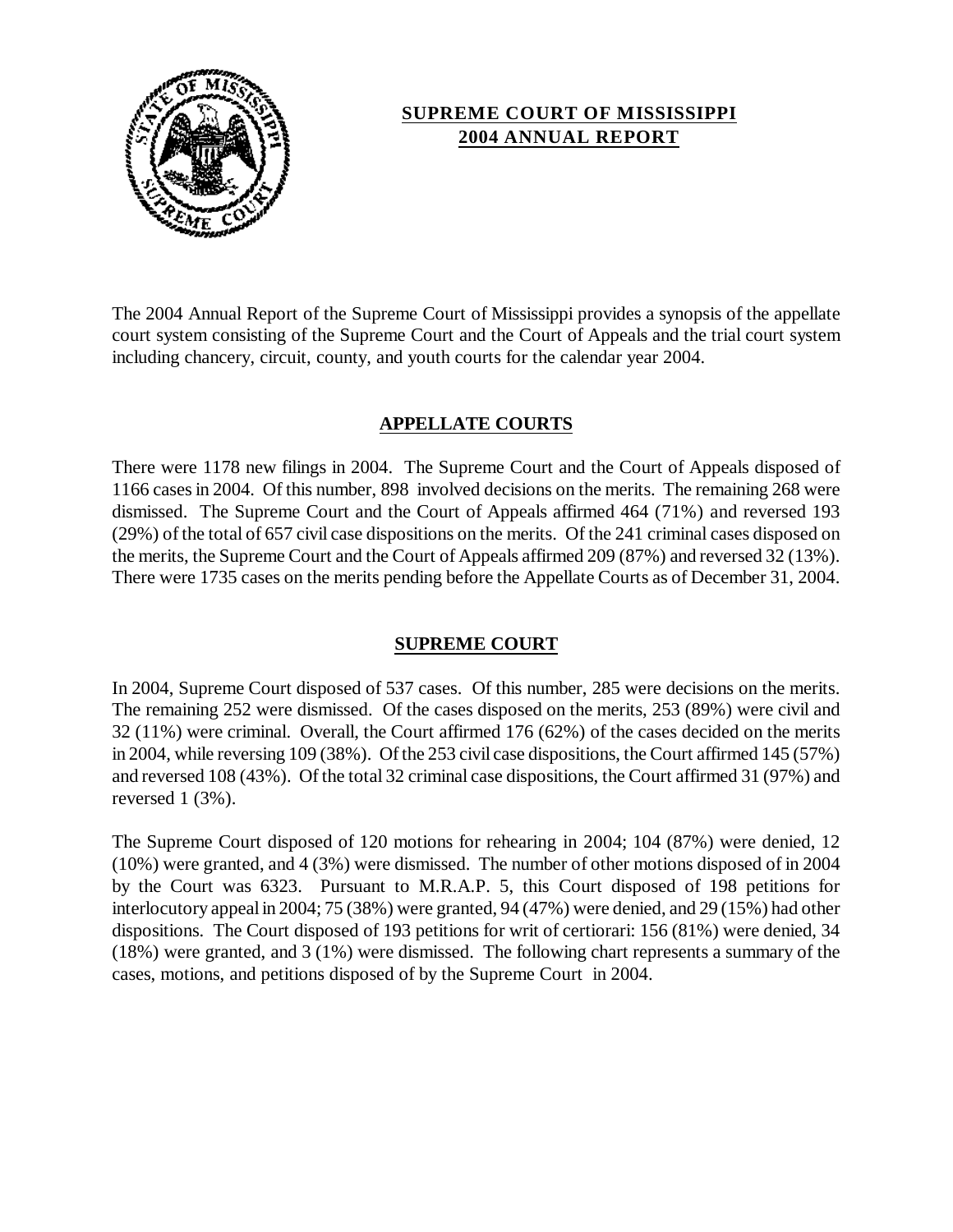# SUPREME COURT OF MISSISSIPPI
# 2004 ANNUAL REPORT

The 2004 Annual Report of the Supreme Court of Mississippi provides a synopsis of the appellate court system consisting of the Supreme Court and the Court of Appeals and the trial court system including chancery, circuit, county, and youth courts for the calendar year 2004.

## APPELLATE COURTS

There were 1178 new filings in 2004. The Supreme Court and the Court of Appeals disposed of 1166 cases in 2004. Of this number, 898 involved decisions on the merits. The remaining 268 were dismissed. The Supreme Court and the Court of Appeals affirmed 464 (71%) and reversed 193 (29%) of the total of 657 civil case dispositions on the merits. Of the 241 criminal cases disposed on the merits, the Supreme Court and the Court of Appeals affirmed 209 (87%) and reversed 32 (13%). There were 1735 cases on the merits pending before the Appellate Courts as of December 31, 2004.

## SUPREME COURT

In 2004, Supreme Court disposed of 537 cases. Of this number, 285 were decisions on the merits. The remaining 252 were dismissed. Of the cases disposed on the merits, 253 (89%) were civil and 32 (11%) were criminal. Overall, the Court affirmed 176 (62%) of the cases decided on the merits in 2004, while reversing 109 (38%). Of the 253 civil case dispositions, the Court affirmed 145 (57%) and reversed 108 (43%). Of the total 32 criminal case dispositions, the Court affirmed 31 (97%) and reversed 1 (3%).

The Supreme Court disposed of 120 motions for rehearing in 2004; 104 (87%) were denied, 12 (10%) were granted, and 4 (3%) were dismissed. The number of other motions disposed of in 2004 by the Court was 6323. Pursuant to M.R.A.P. 5, this Court disposed of 198 petitions for interlocutory appeal in 2004; 75 (38%) were granted, 94 (47%) were denied, and 29 (15%) had other dispositions. The Court disposed of 193 petitions for writ of certiorari: 156 (81%) were denied, 34 (18%) were granted, and 3 (1%) were dismissed. The following chart represents a summary of the cases, motions, and petitions disposed of by the Supreme Court in 2004.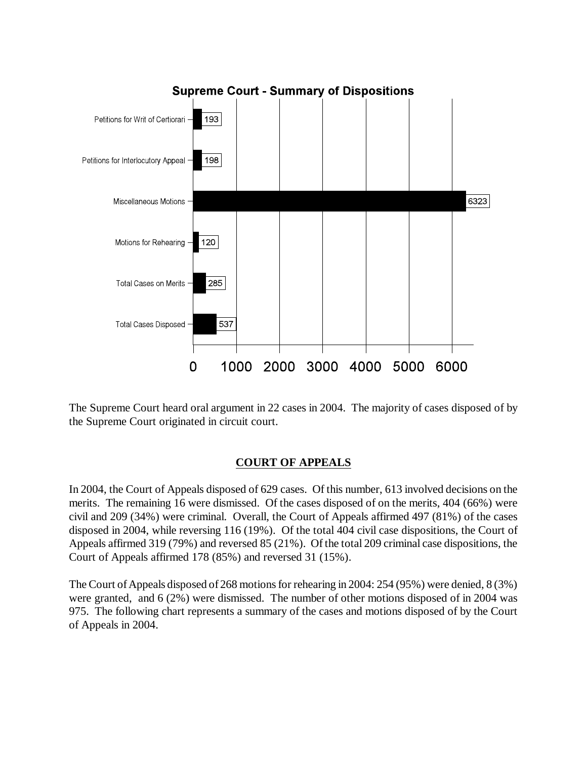**Supreme Court - Summary of Dispositions**

| Category | Count |
|---|---|
| Petitions for Writ of Certiorari | 193 |
| Petitions for Interlocutory Appeal | 198 |
| Miscellaneous Motions | 6323 |
| Motions for Rehearing | 120 |
| Total Cases on Merits | 285 |
| Total Cases Disposed | 537 |

The Supreme Court heard oral argument in 22 cases in 2004. The majority of cases disposed of by the Supreme Court originated in circuit court.

## COURT OF APPEALS

In 2004, the Court of Appeals disposed of 629 cases. Of this number, 613 involved decisions on the merits. The remaining 16 were dismissed. Of the cases disposed of on the merits, 404 (66%) were civil and 209 (34%) were criminal. Overall, the Court of Appeals affirmed 497 (81%) of the cases disposed in 2004, while reversing 116 (19%). Of the total 404 civil case dispositions, the Court of Appeals affirmed 319 (79%) and reversed 85 (21%). Of the total 209 criminal case dispositions, the Court of Appeals affirmed 178 (85%) and reversed 31 (15%).

The Court of Appeals disposed of 268 motions for rehearing in 2004: 254 (95%) were denied, 8 (3%) were granted, and 6 (2%) were dismissed. The number of other motions disposed of in 2004 was 975. The following chart represents a summary of the cases and motions disposed of by the Court of Appeals in 2004.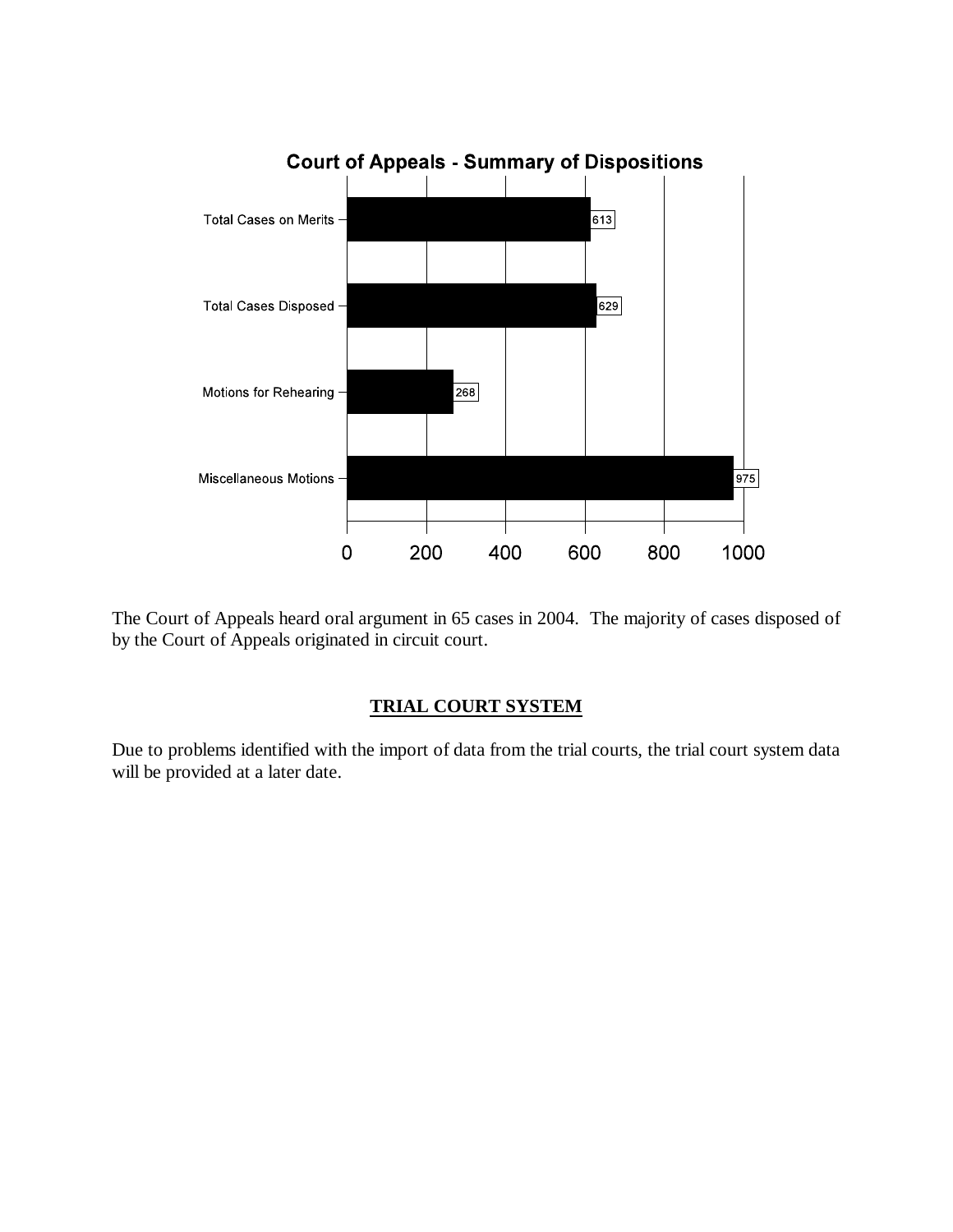**Court of Appeals - Summary of Dispositions**

Total Cases on Merits 613

Total Cases Disposed 629

Motions for Rehearing 268

Miscellaneous Motions 975

0 200 400 600 800 1000

The Court of Appeals heard oral argument in 65 cases in 2004. The majority of cases disposed of by the Court of Appeals originated in circuit court.

## TRIAL COURT SYSTEM

Due to problems identified with the import of data from the trial courts, the trial court system data will be provided at a later date.